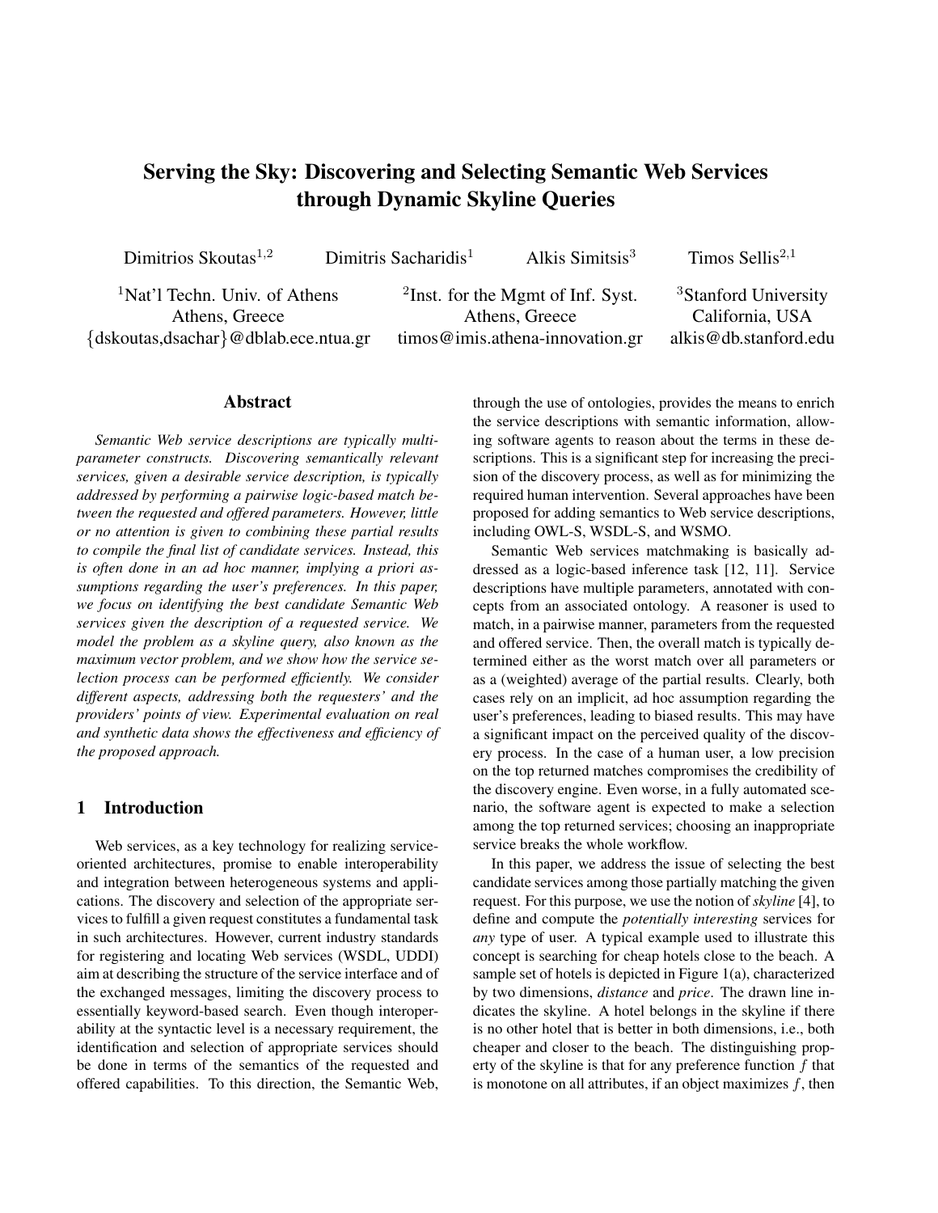# Serving the Sky: Discovering and Selecting Semantic Web Services through Dynamic Skyline Queries

Dimitrios Skoutas[1,2] Dimitris Sacharidis[1] Alkis Simitsis[3] Timos Sellis[2,1]

[1]Nat'l Techn. Univ. of Athens
Athens, Greece
{dskoutas,dsachar}@dblab.ece.ntua.gr

[2]Inst. for the Mgmt of Inf. Syst.
Athens, Greece
timos@imis.athena-innovation.gr

[3]Stanford University
California, USA
alkis@db.stanford.edu

## Abstract

*Semantic Web service descriptions are typically multi-parameter constructs. Discovering semantically relevant services, given a desirable service description, is typically addressed by performing a pairwise logic-based match between the requested and offered parameters. However, little or no attention is given to combining these partial results to compile the final list of candidate services. Instead, this is often done in an ad hoc manner, implying a priori assumptions regarding the user's preferences. In this paper, we focus on identifying the best candidate Semantic Web services given the description of a requested service. We model the problem as a skyline query, also known as the maximum vector problem, and we show how the service selection process can be performed efficiently. We consider different aspects, addressing both the requesters' and the providers' points of view. Experimental evaluation on real and synthetic data shows the effectiveness and efficiency of the proposed approach.*

## 1 Introduction

Web services, as a key technology for realizing service-oriented architectures, promise to enable interoperability and integration between heterogeneous systems and applications. The discovery and selection of the appropriate services to fulfill a given request constitutes a fundamental task in such architectures. However, current industry standards for registering and locating Web services (WSDL, UDDI) aim at describing the structure of the service interface and of the exchanged messages, limiting the discovery process to essentially keyword-based search. Even though interoperability at the syntactic level is a necessary requirement, the identification and selection of appropriate services should be done in terms of the semantics of the requested and offered capabilities. To this direction, the Semantic Web, through the use of ontologies, provides the means to enrich the service descriptions with semantic information, allowing software agents to reason about the terms in these descriptions. This is a significant step for increasing the precision of the discovery process, as well as for minimizing the required human intervention. Several approaches have been proposed for adding semantics to Web service descriptions, including OWL-S, WSDL-S, and WSMO.

Semantic Web services matchmaking is basically addressed as a logic-based inference task [12, 11]. Service descriptions have multiple parameters, annotated with concepts from an associated ontology. A reasoner is used to match, in a pairwise manner, parameters from the requested and offered service. Then, the overall match is typically determined either as the worst match over all parameters or as a (weighted) average of the partial results. Clearly, both cases rely on an implicit, ad hoc assumption regarding the user's preferences, leading to biased results. This may have a significant impact on the perceived quality of the discovery process. In the case of a human user, a low precision on the top returned matches compromises the credibility of the discovery engine. Even worse, in a fully automated scenario, the software agent is expected to make a selection among the top returned services; choosing an inappropriate service breaks the whole workflow.

In this paper, we address the issue of selecting the best candidate services among those partially matching the given request. For this purpose, we use the notion of *skyline* [4], to define and compute the *potentially interesting* services for *any* type of user. A typical example used to illustrate this concept is searching for cheap hotels close to the beach. A sample set of hotels is depicted in Figure 1(a), characterized by two dimensions, *distance* and *price*. The drawn line indicates the skyline. A hotel belongs in the skyline if there is no other hotel that is better in both dimensions, i.e., both cheaper and closer to the beach. The distinguishing property of the skyline is that for any preference function $f$ that is monotone on all attributes, if an object maximizes $f$, then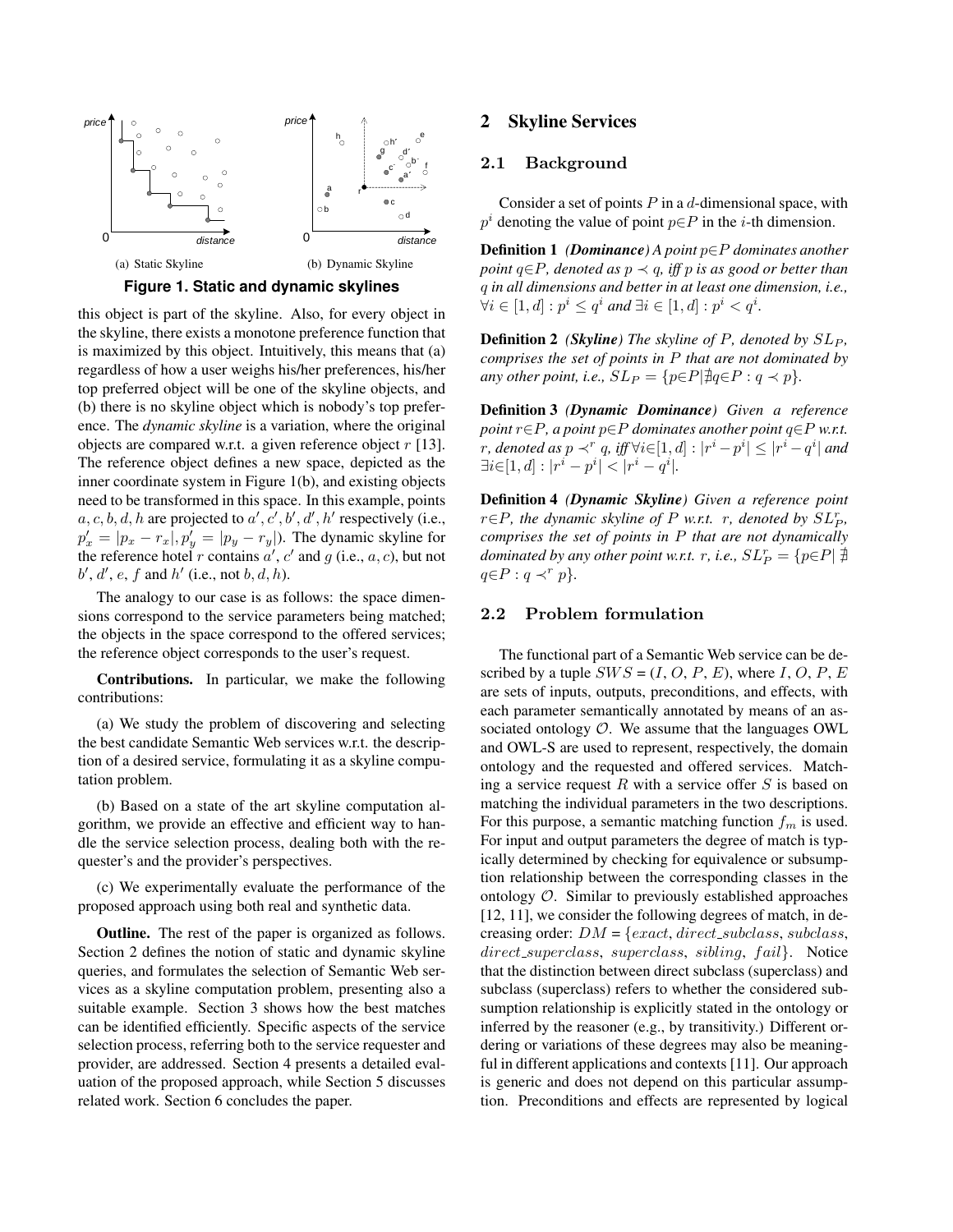(a) Static Skyline (b) Dynamic Skyline

**Figure 1. Static and dynamic skylines**

this object is part of the skyline. Also, for every object in the skyline, there exists a monotone preference function that is maximized by this object. Intuitively, this means that (a) regardless of how a user weighs his/her preferences, his/her top preferred object will be one of the skyline objects, and (b) there is no skyline object which is nobody's top preference. The *dynamic skyline* is a variation, where the original objects are compared w.r.t. a given reference object $r$ [13]. The reference object defines a new space, depicted as the inner coordinate system in Figure 1(b), and existing objects need to be transformed in this space. In this example, points $a, c, b, d, h$ are projected to $a', c', b', d', h'$ respectively (i.e., $p'_x = |p_x - r_x|, p'_y = |p_y - r_y|$). The dynamic skyline for the reference hotel $r$ contains $a'$, $c'$ and $g$ (i.e., $a, c$), but not $b'$, $d'$, $e$, $f$ and $h'$ (i.e., not $b, d, h$).

The analogy to our case is as follows: the space dimensions correspond to the service parameters being matched; the objects in the space correspond to the offered services; the reference object corresponds to the user's request.

**Contributions.** In particular, we make the following contributions:

(a) We study the problem of discovering and selecting the best candidate Semantic Web services w.r.t. the description of a desired service, formulating it as a skyline computation problem.

(b) Based on a state of the art skyline computation algorithm, we provide an effective and efficient way to handle the service selection process, dealing both with the requester's and the provider's perspectives.

(c) We experimentally evaluate the performance of the proposed approach using both real and synthetic data.

**Outline.** The rest of the paper is organized as follows. Section 2 defines the notion of static and dynamic skyline queries, and formulates the selection of Semantic Web services as a skyline computation problem, presenting also a suitable example. Section 3 shows how the best matches can be identified efficiently. Specific aspects of the service selection process, referring both to the service requester and provider, are addressed. Section 4 presents a detailed evaluation of the proposed approach, while Section 5 discusses related work. Section 6 concludes the paper.

## 2 Skyline Services

### 2.1 Background

Consider a set of points $P$ in a $d$-dimensional space, with $p^i$ denoting the value of point $p \in P$ in the $i$-th dimension.

**Definition 1** ***(Dominance)*** *A point $p \in P$ dominates another point $q \in P$, denoted as $p \prec q$, iff $p$ is as good or better than $q$ in all dimensions and better in at least one dimension, i.e., $\forall i \in [1, d] : p^i \leq q^i$ and $\exists i \in [1, d] : p^i < q^i$.*

**Definition 2** ***(Skyline)*** *The skyline of $P$, denoted by $SL_P$, comprises the set of points in $P$ that are not dominated by any other point, i.e., $SL_P = \{p \in P | \nexists q \in P : q \prec p\}$.*

**Definition 3** ***(Dynamic Dominance)*** *Given a reference point $r \in P$, a point $p \in P$ dominates another point $q \in P$ w.r.t. $r$, denoted as $p \prec^r q$, iff $\forall i \in [1, d] : |r^i - p^i| \leq |r^i - q^i|$ and $\exists i \in [1, d] : |r^i - p^i| < |r^i - q^i|$.*

**Definition 4** ***(Dynamic Skyline)*** *Given a reference point $r \in P$, the dynamic skyline of $P$ w.r.t. $r$, denoted by $SL_P^r$, comprises the set of points in $P$ that are not dynamically dominated by any other point w.r.t. $r$, i.e., $SL_P^r = \{p \in P | \nexists q \in P : q \prec^r p\}$.*

### 2.2 Problem formulation

The functional part of a Semantic Web service can be described by a tuple $SWS = (I, O, P, E)$, where $I$, $O$, $P$, $E$ are sets of inputs, outputs, preconditions, and effects, with each parameter semantically annotated by means of an associated ontology $\mathcal{O}$. We assume that the languages OWL and OWL-S are used to represent, respectively, the domain ontology and the requested and offered services. Matching a service request $R$ with a service offer $S$ is based on matching the individual parameters in the two descriptions. For this purpose, a semantic matching function $f_m$ is used. For input and output parameters the degree of match is typically determined by checking for equivalence or subsumption relationship between the corresponding classes in the ontology $\mathcal{O}$. Similar to previously established approaches [12, 11], we consider the following degrees of match, in decreasing order: $DM = \{exact, direct\_subclass, subclass, direct\_superclass, superclass, sibling, fail\}$. Notice that the distinction between direct subclass (superclass) and subclass (superclass) refers to whether the considered subsumption relationship is explicitly stated in the ontology or inferred by the reasoner (e.g., by transitivity.) Different ordering or variations of these degrees may also be meaningful in different applications and contexts [11]. Our approach is generic and does not depend on this particular assumption. Preconditions and effects are represented by logical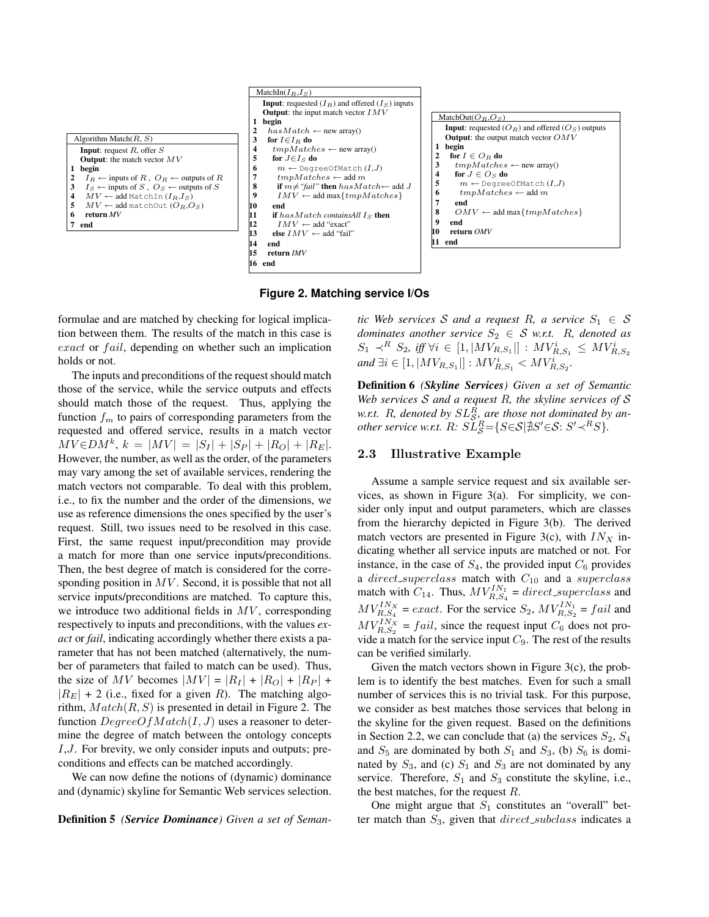```
Algorithm Match(R, S)
  Input: request R, offer S
  Output: the match vector MV
1 begin
2   I_R ← inputs of R , O_R ← outputs of R
3   I_S ← inputs of S , O_S ← outputs of S
4   MV ← add MatchIn (I_R,I_S)
5   MV ← add matchOut (O_R,O_S)
6   return MV
7 end
```

```
MatchIn(I_R,I_S)
  Input: requested (I_R) and offered (I_S) inputs
  Output: the input match vector IMV
1  begin
2    hasMatch ← new array()
3    for I∈I_R do
4      tmpMatches ← new array()
5      for J∈I_S do
6        m ← DegreeOfMatch (I,J)
7        tmpMatches ← add m
8        if m≠"fail" then hasMatch← add J
9        IMV ← add max{tmpMatches}
10     end
11     if hasMatch containsAll I_S then
12       IMV ← add "exact"
13     else IMV ← add "fail"
14   end
15   return IMV
16 end
```

```
MatchOut(O_R,O_S)
  Input: requested (O_R) and offered (O_S) outputs
  Output: the output match vector OMV
1  begin
2    for I ∈ O_R do
3      tmpMatches ← new array()
4      for J ∈ O_S do
5        m ← DegreeOfMatch (I,J)
6        tmpMatches ← add m
7      end
8      OMV ← add max{tmpMatches}
9    end
10   return OMV
11 end
```

**Figure 2. Matching service I/Os**

formulae and are matched by checking for logical implication between them. The results of the match in this case is $exact$ or $fail$, depending on whether such an implication holds or not.

The inputs and preconditions of the request should match those of the service, while the service outputs and effects should match those of the request. Thus, applying the function $f_m$ to pairs of corresponding parameters from the requested and offered service, results in a match vector $MV \in DM^k$, $k = |MV| = |S_I| + |S_P| + |R_O| + |R_E|$. However, the number, as well as the order, of the parameters may vary among the set of available services, rendering the match vectors not comparable. To deal with this problem, i.e., to fix the number and the order of the dimensions, we use as reference dimensions the ones specified by the user's request. Still, two issues need to be resolved in this case. First, the same request input/precondition may provide a match for more than one service inputs/preconditions. Then, the best degree of match is considered for the corresponding position in $MV$. Second, it is possible that not all service inputs/preconditions are matched. To capture this, we introduce two additional fields in $MV$, corresponding respectively to inputs and preconditions, with the values *exact* or *fail*, indicating accordingly whether there exists a parameter that has not been matched (alternatively, the number of parameters that failed to match can be used). Thus, the size of $MV$ becomes $|MV| = |R_I| + |R_O| + |R_P| + |R_E| + 2$ (i.e., fixed for a given $R$). The matching algorithm, $Match(R, S)$ is presented in detail in Figure 2. The function $DegreeOfMatch(I, J)$ uses a reasoner to determine the degree of match between the ontology concepts $I$,$J$. For brevity, we only consider inputs and outputs; preconditions and effects can be matched accordingly.

We can now define the notions of (dynamic) dominance and (dynamic) skyline for Semantic Web services selection.

**Definition 5** *(Service Dominance) Given a set of Semantic Web services $\mathcal{S}$ and a request $R$, a service $S_1 \in \mathcal{S}$ dominates another service $S_2 \in \mathcal{S}$ w.r.t. $R$, denoted as $S_1 \prec^R S_2$, iff $\forall i \in [1, |MV_{R,S_1}|] : MV^i_{R,S_1} \leq MV^i_{R,S_2}$ and $\exists i \in [1, |MV_{R,S_1}|] : MV^i_{R,S_1} < MV^i_{R,S_2}$.*

**Definition 6** *(Skyline Services) Given a set of Semantic Web services $\mathcal{S}$ and a request $R$, the skyline services of $\mathcal{S}$ w.r.t. $R$, denoted by $SL^R_{\mathcal{S}}$, are those not dominated by another service w.r.t. $R$: $SL^R_{\mathcal{S}}$=$\{S \in \mathcal{S} | \nexists S' \in \mathcal{S}: S' \prec^R S\}$.*

### 2.3 Illustrative Example

Assume a sample service request and six available services, as shown in Figure 3(a). For simplicity, we consider only input and output parameters, which are classes from the hierarchy depicted in Figure 3(b). The derived match vectors are presented in Figure 3(c), with $IN_X$ indicating whether all service inputs are matched or not. For instance, in the case of $S_4$, the provided input $C_6$ provides a $direct\_superclass$ match with $C_{10}$ and a $superclass$ match with $C_{14}$. Thus, $MV^{IN_1}_{R,S_4}$ = $direct\_superclass$ and $MV^{IN_X}_{R,S_4}$ = $exact$. For the service $S_2$, $MV^{IN_1}_{R,S_2}$ = $fail$ and $MV^{IN_X}_{R,S_2}$ = $fail$, since the request input $C_6$ does not provide a match for the service input $C_9$. The rest of the results can be verified similarly.

Given the match vectors shown in Figure 3(c), the problem is to identify the best matches. Even for such a small number of services this is no trivial task. For this purpose, we consider as best matches those services that belong in the skyline for the given request. Based on the definitions in Section 2.2, we can conclude that (a) the services $S_2$, $S_4$ and $S_5$ are dominated by both $S_1$ and $S_3$, (b) $S_6$ is dominated by $S_3$, and (c) $S_1$ and $S_3$ are not dominated by any service. Therefore, $S_1$ and $S_3$ constitute the skyline, i.e., the best matches, for the request $R$.

One might argue that $S_1$ constitutes an "overall" better match than $S_3$, given that $direct\_subclass$ indicates a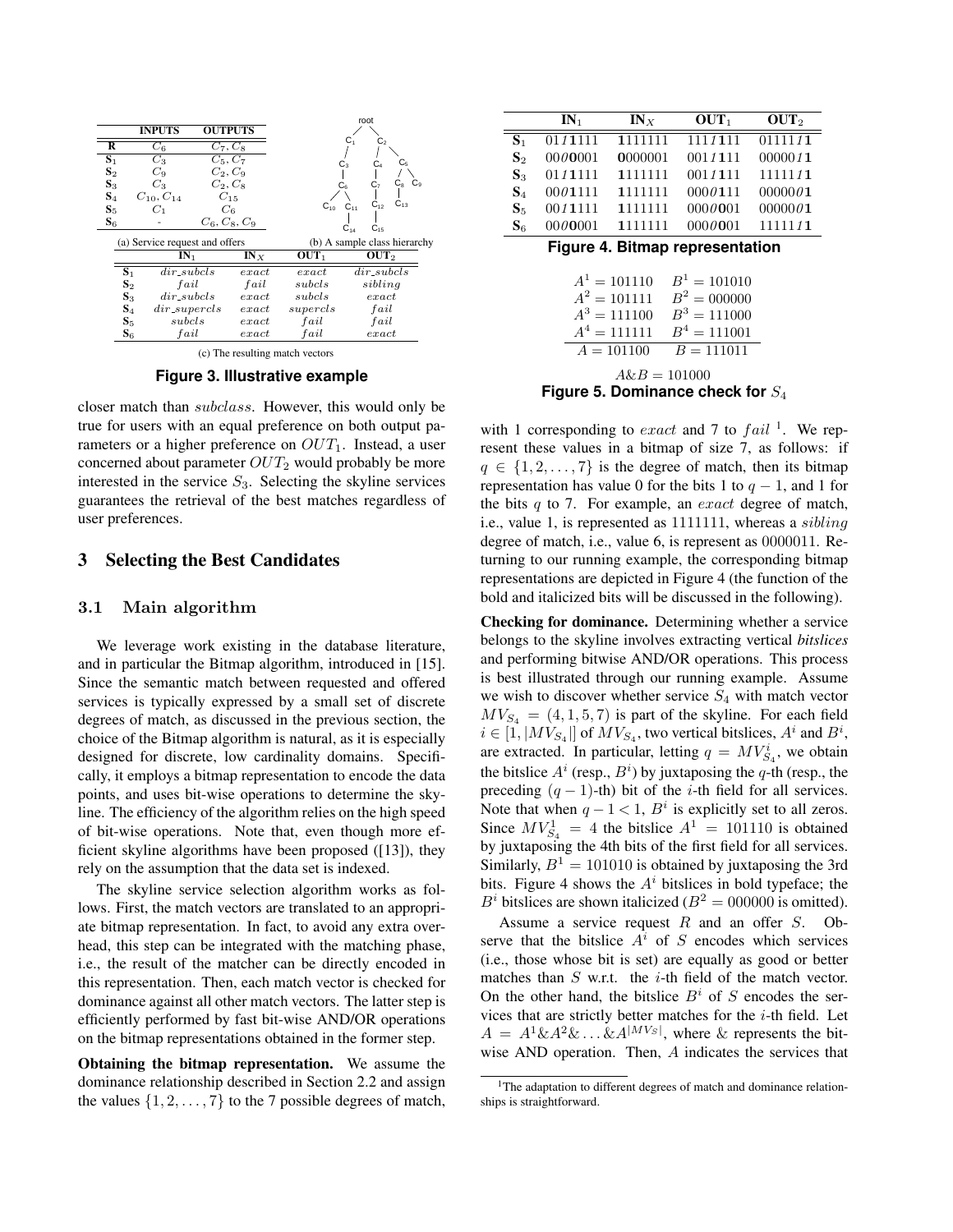| | INPUTS | OUTPUTS |
|---|---|---|
| **R** | $C_6$ | $C_7, C_8$ |
| **S**$_1$ | $C_3$ | $C_5, C_7$ |
| **S**$_2$ | $C_9$ | $C_2, C_9$ |
| **S**$_3$ | $C_3$ | $C_2, C_8$ |
| **S**$_4$ | $C_{10}, C_{14}$ | $C_{15}$ |
| **S**$_5$ | $C_1$ | $C_6$ |
| **S**$_6$ | - | $C_6, C_8, C_9$ |

(a) Service request and offers

root: $C_1$, $C_2$; $C_1$ → $C_3$ → $C_6$ → $C_{10}$, $C_{11}$ → $C_{14}$; $C_2$ → $C_4$, $C_5$; $C_4$ → $C_7$ → $C_{12}$ → $C_{15}$; $C_5$ → $C_8$, $C_9$; $C_8$ → $C_{13}$

(b) A sample class hierarchy

| | **IN**$_1$ | **IN**$_X$ | **OUT**$_1$ | **OUT**$_2$ |
|---|---|---|---|---|
| **S**$_1$ | $dir\_subcls$ | $exact$ | $exact$ | $dir\_subcls$ |
| **S**$_2$ | $fail$ | $fail$ | $subcls$ | $sibling$ |
| **S**$_3$ | $dir\_subcls$ | $exact$ | $subcls$ | $exact$ |
| **S**$_4$ | $dir\_supercls$ | $exact$ | $supercls$ | $fail$ |
| **S**$_5$ | $subcls$ | $exact$ | $fail$ | $fail$ |
| **S**$_6$ | $fail$ | $exact$ | $fail$ | $exact$ |

(c) The resulting match vectors

**Figure 3. Illustrative example**

closer match than $subclass$. However, this would only be true for users with an equal preference on both output parameters or a higher preference on $OUT_1$. Instead, a user concerned about parameter $OUT_2$ would probably be more interested in the service $S_3$. Selecting the skyline services guarantees the retrieval of the best matches regardless of user preferences.

## 3 Selecting the Best Candidates

### 3.1 Main algorithm

We leverage work existing in the database literature, and in particular the Bitmap algorithm, introduced in [15]. Since the semantic match between requested and offered services is typically expressed by a small set of discrete degrees of match, as discussed in the previous section, the choice of the Bitmap algorithm is natural, as it is especially designed for discrete, low cardinality domains. Specifically, it employs a bitmap representation to encode the data points, and uses bit-wise operations to determine the skyline. The efficiency of the algorithm relies on the high speed of bit-wise operations. Note that, even though more efficient skyline algorithms have been proposed ([13]), they rely on the assumption that the data set is indexed.

The skyline service selection algorithm works as follows. First, the match vectors are translated to an appropriate bitmap representation. In fact, to avoid any extra overhead, this step can be integrated with the matching phase, i.e., the result of the matcher can be directly encoded in this representation. Then, each match vector is checked for dominance against all other match vectors. The latter step is efficiently performed by fast bit-wise AND/OR operations on the bitmap representations obtained in the former step.

**Obtaining the bitmap representation.** We assume the dominance relationship described in Section 2.2 and assign the values $\{1, 2, \ldots, 7\}$ to the 7 possible degrees of match, with 1 corresponding to $exact$ and 7 to $fail$ [1]. We represent these values in a bitmap of size 7, as follows: if $q \in \{1, 2, \ldots, 7\}$ is the degree of match, then its bitmap representation has value 0 for the bits 1 to $q-1$, and 1 for the bits $q$ to 7. For example, an $exact$ degree of match, i.e., value 1, is represented as 1111111, whereas a $sibling$ degree of match, i.e., value 6, is represent as 0000011. Returning to our running example, the corresponding bitmap representations are depicted in Figure 4 (the function of the bold and italicized bits will be discussed in the following).

| | **IN**$_1$ | **IN**$_X$ | **OUT**$_1$ | **OUT**$_2$ |
|---|---|---|---|---|
| **S**$_1$ | 01*1***1**111 | **1**111111 | 111*1*111 | 011111*1***1** |
| **S**$_2$ | 00*0***0**001 | **0**000001 | 001*1*111 | 000001*1***1** |
| **S**$_3$ | 01*1***1**111 | **1**111111 | 001*1*111 | 111111*1***1** |
| **S**$_4$ | 00*0***1**111 | **1**111111 | 000*0***1**11 | 000000*0***1** |
| **S**$_5$ | 00*1***1**111 | **1**111111 | 000*0***0**01 | 000000*0***1** |
| **S**$_6$ | 00*0***0**001 | **1**111111 | 000*0***0**01 | 111111*1***1** |

**Figure 4. Bitmap representation**

$$
\begin{array}{ll}
A^1 = 101110 & B^1 = 101010 \\
A^2 = 101111 & B^2 = 000000 \\
A^3 = 111100 & B^3 = 111000 \\
A^4 = 111111 & B^4 = 111001 \\
\hline
A = 101100 & B = 111011
\end{array}
$$

$$A \& B = 101000$$

**Figure 5. Dominance check for** $S_4$

**Checking for dominance.** Determining whether a service belongs to the skyline involves extracting vertical *bitslices* and performing bitwise AND/OR operations. This process is best illustrated through our running example. Assume we wish to discover whether service $S_4$ with match vector $MV_{S_4} = (4, 1, 5, 7)$ is part of the skyline. For each field $i \in [1, |MV_{S_4}|]$ of $MV_{S_4}$, two vertical bitslices, $A^i$ and $B^i$, are extracted. In particular, letting $q = MV^i_{S_4}$, we obtain the bitslice $A^i$ (resp., $B^i$) by juxtaposing the $q$-th (resp., the preceding $(q-1)$-th) bit of the $i$-th field for all services. Note that when $q - 1 < 1$, $B^i$ is explicitly set to all zeros. Since $MV^1_{S_4} = 4$ the bitslice $A^1 = 101110$ is obtained by juxtaposing the 4th bits of the first field for all services. Similarly, $B^1 = 101010$ is obtained by juxtaposing the 3rd bits. Figure 4 shows the $A^i$ bitslices in bold typeface; the $B^i$ bitslices are shown italicized ($B^2 = 000000$ is omitted).

Assume a service request $R$ and an offer $S$. Observe that the bitslice $A^i$ of $S$ encodes which services (i.e., those whose bit is set) are equally as good or better matches than $S$ w.r.t. the $i$-th field of the match vector. On the other hand, the bitslice $B^i$ of $S$ encodes the services that are strictly better matches for the $i$-th field. Let $A = A^1 \& A^2 \& \ldots \& A^{|MV_S|}$, where $\&$ represents the bitwise AND operation. Then, $A$ indicates the services that

[1] The adaptation to different degrees of match and dominance relationships is straightforward.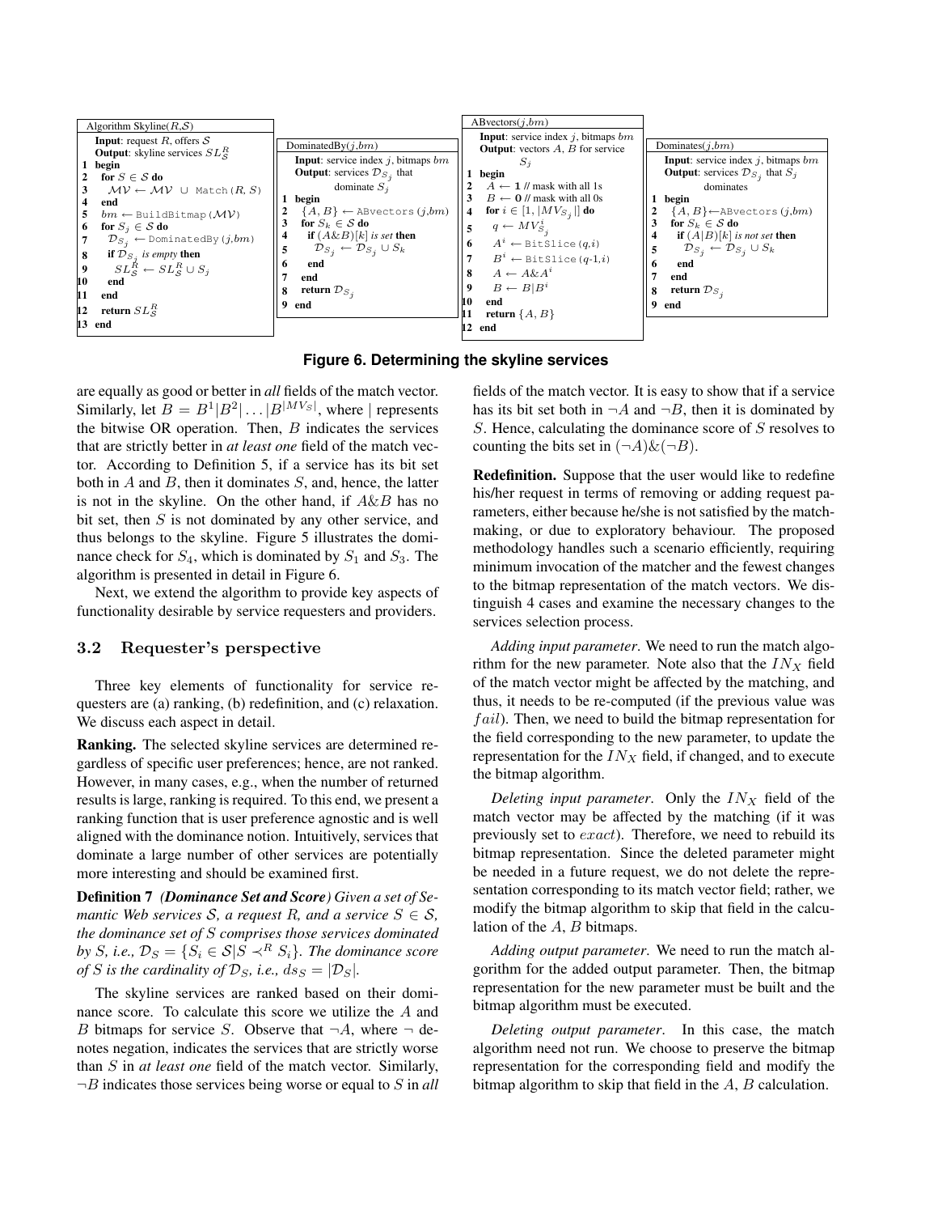```
Algorithm Skyline(R,S)
  Input: request R, offers S
  Output: skyline services SL_S^R
1  begin
2    for S ∈ S do
3      MV ← MV ∪ Match(R, S)
4    end
5    bm ← BuildBitmap(MV)
6    for S_j ∈ S do
7      D_{S_j} ← DominatedBy(j,bm)
8      if D_{S_j} is empty then
9        SL_S^R ← SL_S^R ∪ S_j
10     end
11   end
12   return SL_S^R
13 end
```

```
DominatedBy(j,bm)
  Input: service index j, bitmaps bm
  Output: services D_{S_j} that dominate S_j
1  begin
2    {A, B} ← ABvectors(j,bm)
3    for S_k ∈ S do
4      if (A&B)[k] is set then
5        D_{S_j} ← D_{S_j} ∪ S_k
6      end
7    end
8    return D_{S_j}
9  end
```

```
ABvectors(j,bm)
  Input: service index j, bitmaps bm
  Output: vectors A, B for service S_j
1  begin
2    A ← 1 // mask with all 1s
3    B ← 0 // mask with all 0s
4    for i ∈ [1, |MV_{S_j}|] do
5      q ← MV^i_{S_j}
6      A^i ← BitSlice(q,i)
7      B^i ← BitSlice(q-1,i)
8      A ← A&A^i
9      B ← B|B^i
10   end
11   return {A, B}
12 end
```

```
Dominates(j,bm)
  Input: service index j, bitmaps bm
  Output: services D_{S_j} that S_j dominates
1  begin
2    {A, B}←ABvectors(j,bm)
3    for S_k ∈ S do
4      if (A|B)[k] is not set then
5        D_{S_j} ← D_{S_j} ∪ S_k
6      end
7    end
8    return D_{S_j}
9  end
```

**Figure 6. Determining the skyline services**

are equally as good or better in *all* fields of the match vector. Similarly, let $B = B^1|B^2|\ldots|B^{|MV_S|}$, where | represents the bitwise OR operation. Then, $B$ indicates the services that are strictly better in *at least one* field of the match vector. According to Definition 5, if a service has its bit set both in $A$ and $B$, then it dominates $S$, and, hence, the latter is not in the skyline. On the other hand, if $A\&B$ has no bit set, then $S$ is not dominated by any other service, and thus belongs to the skyline. Figure 5 illustrates the dominance check for $S_4$, which is dominated by $S_1$ and $S_3$. The algorithm is presented in detail in Figure 6.

Next, we extend the algorithm to provide key aspects of functionality desirable by service requesters and providers.

### 3.2 Requester's perspective

Three key elements of functionality for service requesters are (a) ranking, (b) redefinition, and (c) relaxation. We discuss each aspect in detail.

**Ranking.** The selected skyline services are determined regardless of specific user preferences; hence, are not ranked. However, in many cases, e.g., when the number of returned results is large, ranking is required. To this end, we present a ranking function that is user preference agnostic and is well aligned with the dominance notion. Intuitively, services that dominate a large number of other services are potentially more interesting and should be examined first.

**Definition 7** *(Dominance Set and Score) Given a set of Semantic Web services $\mathcal{S}$, a request $R$, and a service $S \in \mathcal{S}$, the dominance set of $S$ comprises those services dominated by $S$, i.e., $\mathcal{D}_S = \{S_i \in \mathcal{S} | S \prec^R S_i\}$. The dominance score of $S$ is the cardinality of $\mathcal{D}_S$, i.e., $ds_S = |\mathcal{D}_S|$.*

The skyline services are ranked based on their dominance score. To calculate this score we utilize the $A$ and $B$ bitmaps for service $S$. Observe that $\neg A$, where $\neg$ denotes negation, indicates the services that are strictly worse than $S$ in *at least one* field of the match vector. Similarly, $\neg B$ indicates those services being worse or equal to $S$ in *all* fields of the match vector. It is easy to show that if a service has its bit set both in $\neg A$ and $\neg B$, then it is dominated by $S$. Hence, calculating the dominance score of $S$ resolves to counting the bits set in $(\neg A)\&(\neg B)$.

**Redefinition.** Suppose that the user would like to redefine his/her request in terms of removing or adding request parameters, either because he/she is not satisfied by the matchmaking, or due to exploratory behaviour. The proposed methodology handles such a scenario efficiently, requiring minimum invocation of the matcher and the fewest changes to the bitmap representation of the match vectors. We distinguish 4 cases and examine the necessary changes to the services selection process.

*Adding input parameter*. We need to run the match algorithm for the new parameter. Note also that the $IN_X$ field of the match vector might be affected by the matching, and thus, it needs to be re-computed (if the previous value was $fail$). Then, we need to build the bitmap representation for the field corresponding to the new parameter, to update the representation for the $IN_X$ field, if changed, and to execute the bitmap algorithm.

*Deleting input parameter*. Only the $IN_X$ field of the match vector may be affected by the matching (if it was previously set to $exact$). Therefore, we need to rebuild its bitmap representation. Since the deleted parameter might be needed in a future request, we do not delete the representation corresponding to its match vector field; rather, we modify the bitmap algorithm to skip that field in the calculation of the $A$, $B$ bitmaps.

*Adding output parameter*. We need to run the match algorithm for the added output parameter. Then, the bitmap representation for the new parameter must be built and the bitmap algorithm must be executed.

*Deleting output parameter*. In this case, the match algorithm need not run. We choose to preserve the bitmap representation for the corresponding field and modify the bitmap algorithm to skip that field in the $A$, $B$ calculation.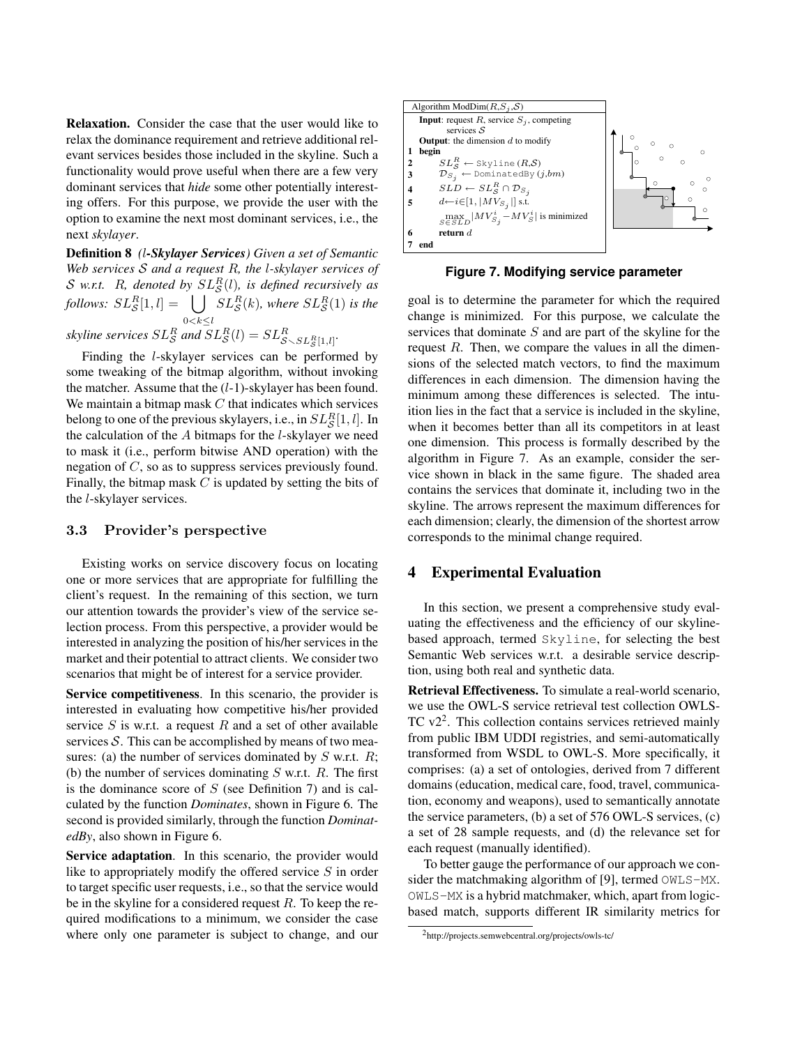**Relaxation.** Consider the case that the user would like to relax the dominance requirement and retrieve additional relevant services besides those included in the skyline. Such a functionality would prove useful when there are a few very dominant services that *hide* some other potentially interesting offers. For this purpose, we provide the user with the option to examine the next most dominant services, i.e., the next *skylayer*.

**Definition 8** *($l$-Skylayer Services) Given a set of Semantic Web services $\mathcal{S}$ and a request $R$, the $l$-skylayer services of $\mathcal{S}$ w.r.t. $R$, denoted by $SL_{\mathcal{S}}^{R}(l)$, is defined recursively as follows: $SL_{\mathcal{S}}^{R}[1,l] = \bigcup_{0<k\leq l} SL_{\mathcal{S}}^{R}(k)$, where $SL_{\mathcal{S}}^{R}(1)$ is the skyline services $SL_{\mathcal{S}}^{R}$ and $SL_{\mathcal{S}}^{R}(l) = SL_{\mathcal{S} \setminus SL_{\mathcal{S}}^{R}[1,l]}^{R}$.*

Finding the $l$-skylayer services can be performed by some tweaking of the bitmap algorithm, without invoking the matcher. Assume that the ($l$-1)-skylayer has been found. We maintain a bitmap mask $C$ that indicates which services belong to one of the previous skylayers, i.e., in $SL_{\mathcal{S}}^{R}[1,l]$. In the calculation of the $A$ bitmaps for the $l$-skylayer we need to mask it (i.e., perform bitwise AND operation) with the negation of $C$, so as to suppress services previously found. Finally, the bitmap mask $C$ is updated by setting the bits of the $l$-skylayer services.

### 3.3 Provider's perspective

Existing works on service discovery focus on locating one or more services that are appropriate for fulfilling the client's request. In the remaining of this section, we turn our attention towards the provider's view of the service selection process. From this perspective, a provider would be interested in analyzing the position of his/her services in the market and their potential to attract clients. We consider two scenarios that might be of interest for a service provider.

**Service competitiveness**. In this scenario, the provider is interested in evaluating how competitive his/her provided service $S$ is w.r.t. a request $R$ and a set of other available services $\mathcal{S}$. This can be accomplished by means of two measures: (a) the number of services dominated by $S$ w.r.t. $R$; (b) the number of services dominating $S$ w.r.t. $R$. The first is the dominance score of $S$ (see Definition 7) and is calculated by the function *Dominates*, shown in Figure 6. The second is provided similarly, through the function *DominatedBy*, also shown in Figure 6.

**Service adaptation**. In this scenario, the provider would like to appropriately modify the offered service $S$ in order to target specific user requests, i.e., so that the service would be in the skyline for a considered request $R$. To keep the required modifications to a minimum, we consider the case where only one parameter is subject to change, and our goal is to determine the parameter for which the required change is minimized. For this purpose, we calculate the services that dominate $S$ and are part of the skyline for the request $R$. Then, we compare the values in all the dimensions of the selected match vectors, to find the maximum differences in each dimension. The dimension having the minimum among these differences is selected. The intuition lies in the fact that a service is included in the skyline, when it becomes better than all its competitors in at least one dimension. This process is formally described by the algorithm in Figure 7. As an example, consider the service shown in black in the same figure. The shaded area contains the services that dominate it, including two in the skyline. The arrows represent the maximum differences for each dimension; clearly, the dimension of the shortest arrow corresponds to the minimal change required.

```
Algorithm ModDim(R, S_j, S)
  Input: request R, service S_j, competing services S
  Output: the dimension d to modify
1 begin
2   SL_S^R ← Skyline(R,S)
3   D_{S_j} ← DominatedBy(j,bm)
4   SLD ← SL_S^R ∩ D_{S_j}
5   d ← i ∈ [1, |MV_{S_j}|] s.t.
        max_{S∈SLD} |MV_{S_j}^i − MV_S^i| is minimized
6   return d
7 end
```

**Figure 7. Modifying service parameter**

## 4 Experimental Evaluation

In this section, we present a comprehensive study evaluating the effectiveness and the efficiency of our skyline-based approach, termed Skyline, for selecting the best Semantic Web services w.r.t. a desirable service description, using both real and synthetic data.

**Retrieval Effectiveness.** To simulate a real-world scenario, we use the OWLS-S service retrieval test collection OWLS-TC v2[2]. This collection contains services retrieved mainly from public IBM UDDI registries, and semi-automatically transformed from WSDL to OWL-S. More specifically, it comprises: (a) a set of ontologies, derived from 7 different domains (education, medical care, food, travel, communication, economy and weapons), used to semantically annotate the service parameters, (b) a set of 576 OWL-S services, (c) a set of 28 sample requests, and (d) the relevance set for each request (manually identified).

To better gauge the performance of our approach we consider the matchmaking algorithm of [9], termed OWLS-MX. OWLS-MX is a hybrid matchmaker, which, apart from logic-based match, supports different IR similarity metrics for

[2] http://projects.semwebcentral.org/projects/owls-tc/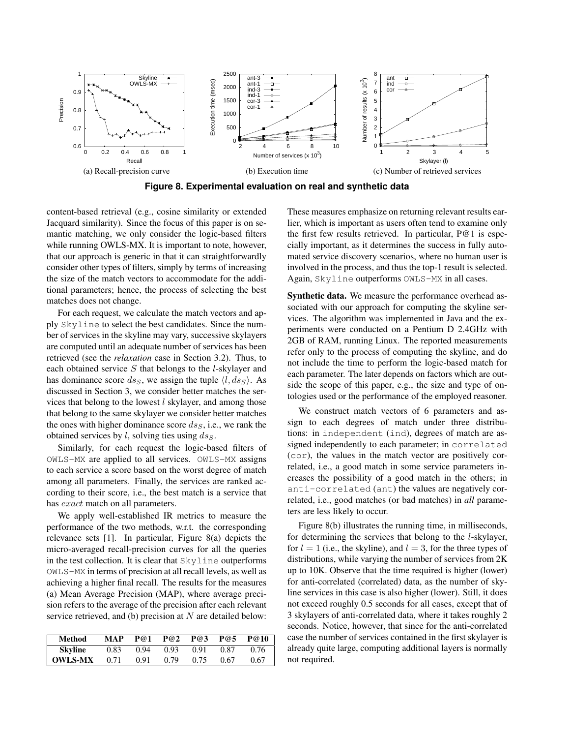(a) Recall-precision curve

(b) Execution time

(c) Number of retrieved services

**Figure 8. Experimental evaluation on real and synthetic data**

content-based retrieval (e.g., cosine similarity or extended Jacquard similarity). Since the focus of this paper is on semantic matching, we only consider the logic-based filters while running OWLS-MX. It is important to note, however, that our approach is generic in that it can straightforwardly consider other types of filters, simply by terms of increasing the size of the match vectors to accommodate for the additional parameters; hence, the process of selecting the best matches does not change.

For each request, we calculate the match vectors and apply Skyline to select the best candidates. Since the number of services in the skyline may vary, successive skylayers are computed until an adequate number of services has been retrieved (see the *relaxation* case in Section 3.2). Thus, to each obtained service $S$ that belongs to the $l$-skylayer and has dominance score $ds_S$, we assign the tuple $\langle l, ds_S \rangle$. As discussed in Section 3, we consider better matches the services that belong to the lowest $l$ skylayer, and among those that belong to the same skylayer we consider better matches the ones with higher dominance score $ds_S$, i.e., we rank the obtained services by $l$, solving ties using $ds_S$.

Similarly, for each request the logic-based filters of OWLS-MX are applied to all services. OWLS-MX assigns to each service a score based on the worst degree of match among all parameters. Finally, the services are ranked according to their score, i.e., the best match is a service that has $exact$ match on all parameters.

We apply well-established IR metrics to measure the performance of the two methods, w.r.t. the corresponding relevance sets [1]. In particular, Figure 8(a) depicts the micro-averaged recall-precision curves for all the queries in the test collection. It is clear that Skyline outperforms OWLS-MX in terms of precision at all recall levels, as well as achieving a higher final recall. The results for the measures (a) Mean Average Precision (MAP), where average precision refers to the average of the precision after each relevant service retrieved, and (b) precision at $N$ are detailed below:

| Method | MAP | P@1 | P@2 | P@3 | P@5 | P@10 |
|---|---|---|---|---|---|---|
| **Skyline** | 0.83 | 0.94 | 0.93 | 0.91 | 0.87 | 0.76 |
| **OWLS-MX** | 0.71 | 0.91 | 0.79 | 0.75 | 0.67 | 0.67 |

These measures emphasize on returning relevant results earlier, which is important as users often tend to examine only the first few results retrieved. In particular, P@1 is especially important, as it determines the success in fully automated service discovery scenarios, where no human user is involved in the process, and thus the top-1 result is selected. Again, Skyline outperforms OWLS-MX in all cases.

**Synthetic data.** We measure the performance overhead associated with our approach for computing the skyline services. The algorithm was implemented in Java and the experiments were conducted on a Pentium D 2.4GHz with 2GB of RAM, running Linux. The reported measurements refer only to the process of computing the skyline, and do not include the time to perform the logic-based match for each parameter. The later depends on factors which are outside the scope of this paper, e.g., the size and type of ontologies used or the performance of the employed reasoner.

We construct match vectors of 6 parameters and assign to each degrees of match under three distributions: in independent (ind), degrees of match are assigned independently to each parameter; in correlated (cor), the values in the match vector are positively correlated, i.e., a good match in some service parameters increases the possibility of a good match in the others; in anti-correlated (ant) the values are negatively correlated, i.e., good matches (or bad matches) in *all* parameters are less likely to occur.

Figure 8(b) illustrates the running time, in milliseconds, for determining the services that belong to the $l$-skylayer, for $l = 1$ (i.e., the skyline), and $l = 3$, for the three types of distributions, while varying the number of services from 2K up to 10K. Observe that the time required is higher (lower) for anti-correlated (correlated) data, as the number of skyline services in this case is also higher (lower). Still, it does not exceed roughly 0.5 seconds for all cases, except that of 3 skylayers of anti-correlated data, where it takes roughly 2 seconds. Notice, however, that since for the anti-correlated case the number of services contained in the first skylayer is already quite large, computing additional layers is normally not required.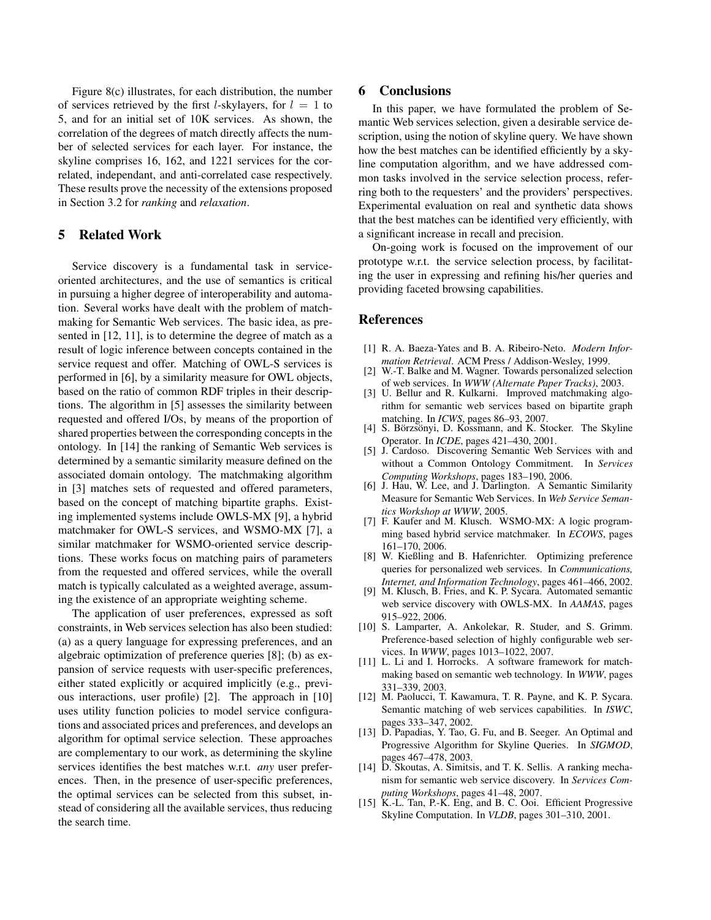Figure 8(c) illustrates, for each distribution, the number of services retrieved by the first $l$-skylayers, for $l = 1$ to 5, and for an initial set of 10K services. As shown, the correlation of the degrees of match directly affects the number of selected services for each layer. For instance, the skyline comprises 16, 162, and 1221 services for the correlated, independant, and anti-correlated case respectively. These results prove the necessity of the extensions proposed in Section 3.2 for *ranking* and *relaxation*.

## 5 Related Work

Service discovery is a fundamental task in service-oriented architectures, and the use of semantics is critical in pursuing a higher degree of interoperability and automation. Several works have dealt with the problem of matchmaking for Semantic Web services. The basic idea, as presented in [12, 11], is to determine the degree of match as a result of logic inference between concepts contained in the service request and offer. Matching of OWL-S services is performed in [6], by a similarity measure for OWL objects, based on the ratio of common RDF triples in their descriptions. The algorithm in [5] assesses the similarity between requested and offered I/Os, by means of the proportion of shared properties between the corresponding concepts in the ontology. In [14] the ranking of Semantic Web services is determined by a semantic similarity measure defined on the associated domain ontology. The matchmaking algorithm in [3] matches sets of requested and offered parameters, based on the concept of matching bipartite graphs. Existing implemented systems include OWLS-MX [9], a hybrid matchmaker for OWL-S services, and WSMO-MX [7], a similar matchmaker for WSMO-oriented service descriptions. These works focus on matching pairs of parameters from the requested and offered services, while the overall match is typically calculated as a weighted average, assuming the existence of an appropriate weighting scheme.

The application of user preferences, expressed as soft constraints, in Web services selection has also been studied: (a) as a query language for expressing preferences, and an algebraic optimization of preference queries [8]; (b) as expansion of service requests with user-specific preferences, either stated explicitly or acquired implicitly (e.g., previous interactions, user profile) [2]. The approach in [10] uses utility function policies to model service configurations and associated prices and preferences, and develops an algorithm for optimal service selection. These approaches are complementary to our work, as determining the skyline services identifies the best matches w.r.t. *any* user preferences. Then, in the presence of user-specific preferences, the optimal services can be selected from this subset, instead of considering all the available services, thus reducing the search time.

## 6 Conclusions

In this paper, we have formulated the problem of Semantic Web services selection, given a desirable service description, using the notion of skyline query. We have shown how the best matches can be identified efficiently by a skyline computation algorithm, and we have addressed common tasks involved in the service selection process, referring both to the requesters' and the providers' perspectives. Experimental evaluation on real and synthetic data shows that the best matches can be identified very efficiently, with a significant increase in recall and precision.

On-going work is focused on the improvement of our prototype w.r.t. the service selection process, by facilitating the user in expressing and refining his/her queries and providing faceted browsing capabilities.

## References

[1] R. A. Baeza-Yates and B. A. Ribeiro-Neto. *Modern Information Retrieval*. ACM Press / Addison-Wesley, 1999.

[2] W.-T. Balke and M. Wagner. Towards personalized selection of web services. In *WWW (Alternate Paper Tracks)*, 2003.

[3] U. Bellur and R. Kulkarni. Improved matchmaking algorithm for semantic web services based on bipartite graph matching. In *ICWS*, pages 86–93, 2007.

[4] S. Börzsönyi, D. Kossmann, and K. Stocker. The Skyline Operator. In *ICDE*, pages 421–430, 2001.

[5] J. Cardoso. Discovering Semantic Web Services with and without a Common Ontology Commitment. In *Services Computing Workshops*, pages 183–190, 2006.

[6] J. Hau, W. Lee, and J. Darlington. A Semantic Similarity Measure for Semantic Web Services. In *Web Service Semantics Workshop at WWW*, 2005.

[7] F. Kaufer and M. Klusch. WSMO-MX: A logic programming based hybrid service matchmaker. In *ECOWS*, pages 161–170, 2006.

[8] W. Kießling and B. Hafenrichter. Optimizing preference queries for personalized web services. In *Communications, Internet, and Information Technology*, pages 461–466, 2002.

[9] M. Klusch, B. Fries, and K. P. Sycara. Automated semantic web service discovery with OWLS-MX. In *AAMAS*, pages 915–922, 2006.

[10] S. Lamparter, A. Ankolekar, R. Studer, and S. Grimm. Preference-based selection of highly configurable web services. In *WWW*, pages 1013–1022, 2007.

[11] L. Li and I. Horrocks. A software framework for matchmaking based on semantic web technology. In *WWW*, pages 331–339, 2003.

[12] M. Paolucci, T. Kawamura, T. R. Payne, and K. P. Sycara. Semantic matching of web services capabilities. In *ISWC*, pages 333–347, 2002.

[13] D. Papadias, Y. Tao, G. Fu, and B. Seeger. An Optimal and Progressive Algorithm for Skyline Queries. In *SIGMOD*, pages 467–478, 2003.

[14] D. Skoutas, A. Simitsis, and T. K. Sellis. A ranking mechanism for semantic web service discovery. In *Services Computing Workshops*, pages 41–48, 2007.

[15] K.-L. Tan, P.-K. Eng, and B. C. Ooi. Efficient Progressive Skyline Computation. In *VLDB*, pages 301–310, 2001.